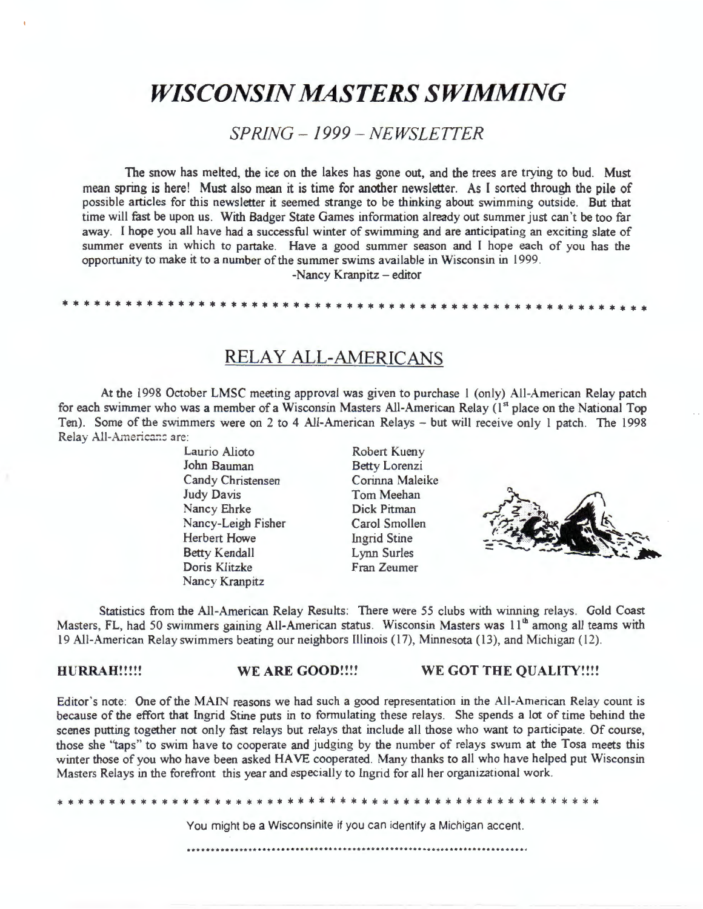# *WISCONSIN MASTERS SWIMMING*

## *SPRING – 1999 – NEWSLETTER*

The snow has melted, the ice on the lakes has gone out, and the trees are trying to bud. Must mean spring is here! Must also mean it is time for another newsletter. As I sorted through the pile of possible articles for this newsletter it seemed strange to be thinking about swimming outside. But that time will fast be upon us. With Badger State Games information already out summer just can't be too far away. I hope you all have had a successful winter of swimming and are anticipating an exciting slate of summer events in which to partake. Have a good summer season and I hope each of you has the opportunity to make it to a number of the summer swims available in Wisconsin in 1999.

-Nancy Kranpitz – editor

* * * * * * * * * * * * * * * * * * * * * * * * * * * * * * * * * * * * * * * * * * * * * * * * * * * * * * * * * *

## RELAY ALL-AMERICANS

At the 1998 October LMSC meeting approval was given to purchase 1 (only) All-American Relay patch for each swimmer who was a member of a Wisconsin Masters All-American Relay (1st place on the National Top Ten). Some of the swimmers were on 2 to 4 All-American Relays – but will receive only 1 patch. The 1998 Relay All-Americans are:

- Laurio Alioto
- John Bauman
- Candy Christensen
- Judy Davis
- Nancy Ehrke
- Nancy-Leigh Fisher
- Herbert Howe
- Betty Kendall
- Doris Klitzke
- Nancy Kranpitz
- Robert Kueny
- Betty Lorenzi
- Corinna Maleike
- Tom Meehan
- Dick Pitman
- Carol Smollen
- Ingrid Stine
- Lynn Surles
- Fran Zeumer

Statistics from the All-American Relay Results: There were 55 clubs with winning relays. Gold Coast Masters, FL, had 50 swimmers gaining All-American status. Wisconsin Masters was 11th among all teams with 19 All-American Relay swimmers beating our neighbors Illinois (17), Minnesota (13), and Michigan (12).

**HURRAH!!!!!** **WE ARE GOOD!!!!** **WE GOT THE QUALITY!!!!**

Editor's note: One of the MAIN reasons we had such a good representation in the All-American Relay count is because of the effort that Ingrid Stine puts in to formulating these relays. She spends a lot of time behind the scenes putting together not only fast relays but relays that include all those who want to participate. Of course, those she "taps" to swim have to cooperate and judging by the number of relays swum at the Tosa meets this winter those of you who have been asked HAVE cooperated. Many thanks to all who have helped put Wisconsin Masters Relays in the forefront this year and especially to Ingrid for all her organizational work.

* * * * * * * * * * * * * * * * * * * * * * * * * * * * * * * * * * * * * * * * * * * * * * * * * *

You might be a Wisconsinite if you can identify a Michigan accent.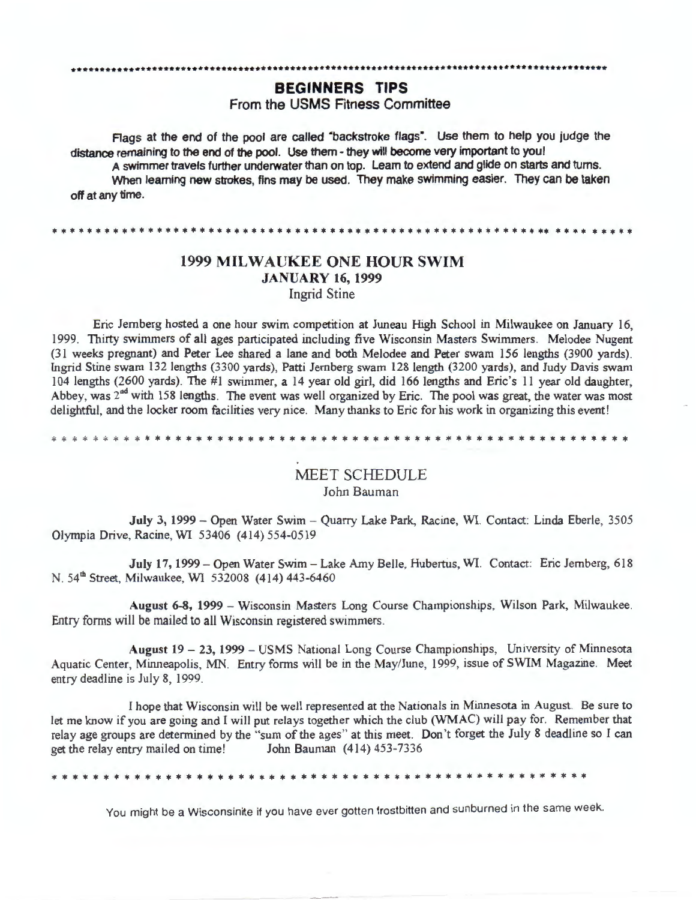## BEGINNERS TIPS

From the USMS Fitness Committee

Flags at the end of the pool are called "backstroke flags". Use them to help you judge the distance remaining to the end of the pool. Use them - they will become very important to you!

A swimmer travels further underwater than on top. Learn to extend and glide on starts and turns.

When learning new strokes, fins may be used. They make swimming easier. They can be taken off at any time.

---

## 1999 MILWAUKEE ONE HOUR SWIM

**JANUARY 16, 1999**

Ingrid Stine

Eric Jernberg hosted a one hour swim competition at Juneau High School in Milwaukee on January 16, 1999. Thirty swimmers of all ages participated including five Wisconsin Masters Swimmers. Melodee Nugent (31 weeks pregnant) and Peter Lee shared a lane and both Melodee and Peter swam 156 lengths (3900 yards). Ingrid Stine swam 132 lengths (3300 yards), Patti Jernberg swam 128 length (3200 yards), and Judy Davis swam 104 lengths (2600 yards). The #1 swimmer, a 14 year old girl, did 166 lengths and Eric's 11 year old daughter, Abbey, was 2nd with 158 lengths. The event was well organized by Eric. The pool was great, the water was most delightful, and the locker room facilities very nice. Many thanks to Eric for his work in organizing this event!

---

## MEET SCHEDULE

John Bauman

**July 3, 1999** – Open Water Swim – Quarry Lake Park, Racine, WI. Contact: Linda Eberle, 3505 Olympia Drive, Racine, WI 53406 (414) 554-0519

**July 17, 1999** – Open Water Swim – Lake Amy Belle, Hubertus, WI. Contact: Eric Jernberg, 618 N. 54th Street, Milwaukee, WI 532008 (414) 443-6460

**August 6-8, 1999** – Wisconsin Masters Long Course Championships, Wilson Park, Milwaukee. Entry forms will be mailed to all Wisconsin registered swimmers.

**August 19 – 23, 1999** – USMS National Long Course Championships, University of Minnesota Aquatic Center, Minneapolis, MN. Entry forms will be in the May/June, 1999, issue of SWIM Magazine. Meet entry deadline is July 8, 1999.

I hope that Wisconsin will be well represented at the Nationals in Minnesota in August. Be sure to let me know if you are going and I will put relays together which the club (WMAC) will pay for. Remember that relay age groups are determined by the "sum of the ages" at this meet. Don't forget the July 8 deadline so I can get the relay entry mailed on time! John Bauman (414) 453-7336

---

You might be a Wisconsinite if you have ever gotten frostbitten and sunburned in the same week.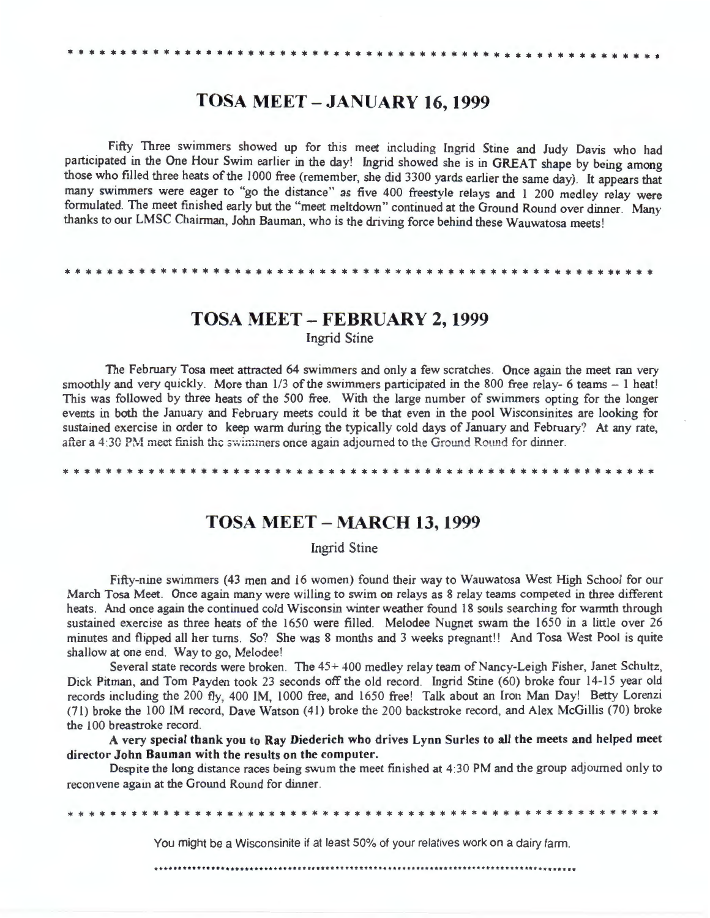## TOSA MEET – JANUARY 16, 1999

Fifty Three swimmers showed up for this meet including Ingrid Stine and Judy Davis who had participated in the One Hour Swim earlier in the day! Ingrid showed she is in GREAT shape by being among those who filled three heats of the 1000 free (remember, she did 3300 yards earlier the same day). It appears that many swimmers were eager to "go the distance" as five 400 freestyle relays and 1 200 medley relay were formulated. The meet finished early but the "meet meltdown" continued at the Ground Round over dinner. Many thanks to our LMSC Chairman, John Bauman, who is the driving force behind these Wauwatosa meets!

## TOSA MEET – FEBRUARY 2, 1999

Ingrid Stine

The February Tosa meet attracted 64 swimmers and only a few scratches. Once again the meet ran very smoothly and very quickly. More than 1/3 of the swimmers participated in the 800 free relay- 6 teams – 1 heat! This was followed by three heats of the 500 free. With the large number of swimmers opting for the longer events in both the January and February meets could it be that even in the pool Wisconsinites are looking for sustained exercise in order to keep warm during the typically cold days of January and February? At any rate, after a 4:30 PM meet finish the swimmers once again adjourned to the Ground Round for dinner.

## TOSA MEET – MARCH 13, 1999

Ingrid Stine

Fifty-nine swimmers (43 men and 16 women) found their way to Wauwatosa West High School for our March Tosa Meet. Once again many were willing to swim on relays as 8 relay teams competed in three different heats. And once again the continued cold Wisconsin winter weather found 18 souls searching for warmth through sustained exercise as three heats of the 1650 were filled. Melodee Nugnet swam the 1650 in a little over 26 minutes and flipped all her turns. So? She was 8 months and 3 weeks pregnant!! And Tosa West Pool is quite shallow at one end. Way to go, Melodee!

Several state records were broken. The 45+ 400 medley relay team of Nancy-Leigh Fisher, Janet Schultz, Dick Pitman, and Tom Payden took 23 seconds off the old record. Ingrid Stine (60) broke four 14-15 year old records including the 200 fly, 400 IM, 1000 free, and 1650 free! Talk about an Iron Man Day! Betty Lorenzi (71) broke the 100 IM record, Dave Watson (41) broke the 200 backstroke record, and Alex McGillis (70) broke the 100 breastroke record.

**A very special thank you to Ray Diederich who drives Lynn Surles to all the meets and helped meet director John Bauman with the results on the computer.**

Despite the long distance races being swum the meet finished at 4:30 PM and the group adjourned only to reconvene again at the Ground Round for dinner.

You might be a Wisconsinite if at least 50% of your relatives work on a dairy farm.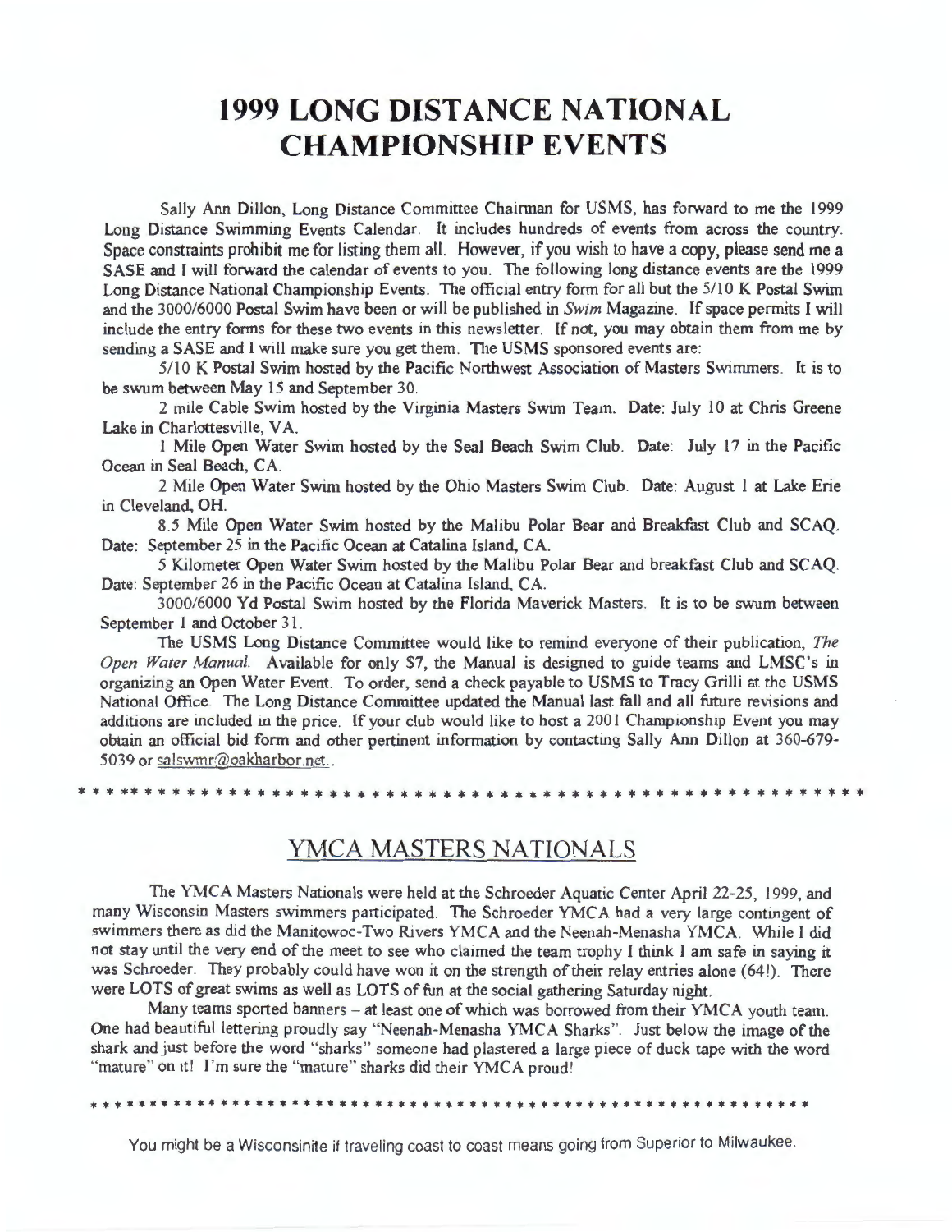# 1999 LONG DISTANCE NATIONAL CHAMPIONSHIP EVENTS

Sally Ann Dillon, Long Distance Committee Chairman for USMS, has forward to me the 1999 Long Distance Swimming Events Calendar. It includes hundreds of events from across the country. Space constraints prohibit me for listing them all. However, if you wish to have a copy, please send me a SASE and I will forward the calendar of events to you. The following long distance events are the 1999 Long Distance National Championship Events. The official entry form for all but the 5/10 K Postal Swim and the 3000/6000 Postal Swim have been or will be published in *Swim* Magazine. If space permits I will include the entry forms for these two events in this newsletter. If not, you may obtain them from me by sending a SASE and I will make sure you get them. The USMS sponsored events are:

5/10 K Postal Swim hosted by the Pacific Northwest Association of Masters Swimmers. It is to be swum between May 15 and September 30.

2 mile Cable Swim hosted by the Virginia Masters Swim Team. Date: July 10 at Chris Greene Lake in Charlottesville, VA.

1 Mile Open Water Swim hosted by the Seal Beach Swim Club. Date: July 17 in the Pacific Ocean in Seal Beach, CA.

2 Mile Open Water Swim hosted by the Ohio Masters Swim Club. Date: August 1 at Lake Erie in Cleveland, OH.

8.5 Mile Open Water Swim hosted by the Malibu Polar Bear and Breakfast Club and SCAQ. Date: September 25 in the Pacific Ocean at Catalina Island, CA.

5 Kilometer Open Water Swim hosted by the Malibu Polar Bear and breakfast Club and SCAQ. Date: September 26 in the Pacific Ocean at Catalina Island, CA.

3000/6000 Yd Postal Swim hosted by the Florida Maverick Masters. It is to be swum between September 1 and October 31.

The USMS Long Distance Committee would like to remind everyone of their publication, *The Open Water Manual*. Available for only $7, the Manual is designed to guide teams and LMSC's in organizing an Open Water Event. To order, send a check payable to USMS to Tracy Grilli at the USMS National Office. The Long Distance Committee updated the Manual last fall and all future revisions and additions are included in the price. If your club would like to host a 2001 Championship Event you may obtain an official bid form and other pertinent information by contacting Sally Ann Dillon at 360-679-5039 or salswmr@oakharbor.net..

* * * * * * * * * * * * * * * * * * * * * * * * * * * * * * * * * * * * * * * * * * * * * * * * * * * * * * * * * *

## YMCA MASTERS NATIONALS

The YMCA Masters Nationals were held at the Schroeder Aquatic Center April 22-25, 1999, and many Wisconsin Masters swimmers participated. The Schroeder YMCA had a very large contingent of swimmers there as did the Manitowoc-Two Rivers YMCA and the Neenah-Menasha YMCA. While I did not stay until the very end of the meet to see who claimed the team trophy I think I am safe in saying it was Schroeder. They probably could have won it on the strength of their relay entries alone (64!). There were LOTS of great swims as well as LOTS of fun at the social gathering Saturday night.

Many teams sported banners – at least one of which was borrowed from their YMCA youth team. One had beautiful lettering proudly say "Neenah-Menasha YMCA Sharks". Just below the image of the shark and just before the word "sharks" someone had plastered a large piece of duck tape with the word "mature" on it! I'm sure the "mature" sharks did their YMCA proud!

* * * * * * * * * * * * * * * * * * * * * * * * * * * * * * * * * * * * * * * * * * * * * * * * * * * * * * * *

You might be a Wisconsinite if traveling coast to coast means going from Superior to Milwaukee.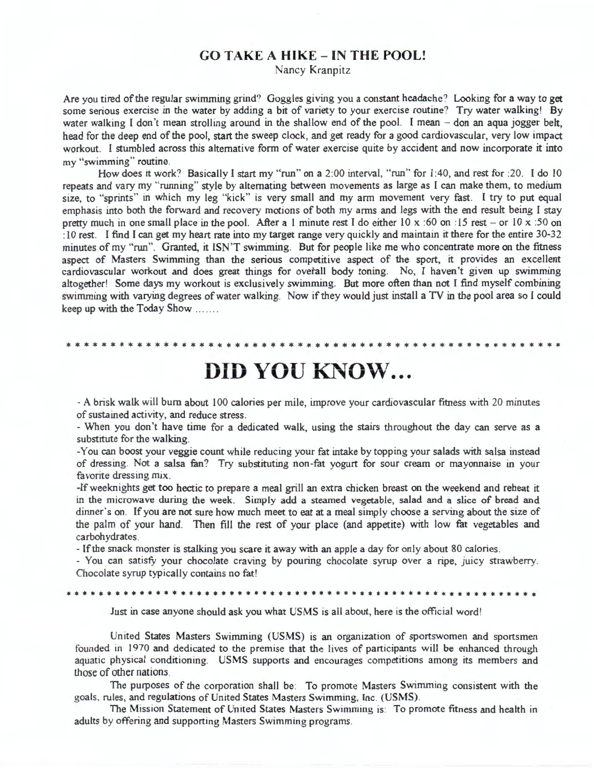## GO TAKE A HIKE – IN THE POOL!

Nancy Kranpitz

Are you tired of the regular swimming grind? Goggles giving you a constant headache? Looking for a way to get some serious exercise in the water by adding a bit of variety to your exercise routine? Try water walking! By water walking I don't mean strolling around in the shallow end of the pool. I mean – don an aqua jogger belt, head for the deep end of the pool, start the sweep clock, and get ready for a good cardiovascular, very low impact workout. I stumbled across this alternative form of water exercise quite by accident and now incorporate it into my "swimming" routine.

How does it work? Basically I start my "run" on a 2:00 interval, "run" for 1:40, and rest for :20. I do 10 repeats and vary my "running" style by alternating between movements as large as I can make them, to medium size, to "sprints" in which my leg "kick" is very small and my arm movement very fast. I try to put equal emphasis into both the forward and recovery motions of both my arms and legs with the end result being I stay pretty much in one small place in the pool. After a 1 minute rest I do either 10 x :60 on :15 rest – or 10 x :50 on :10 rest. I find I can get my heart rate into my target range very quickly and maintain it there for the entire 30-32 minutes of my "run". Granted, it ISN'T swimming. But for people like me who concentrate more on the fitness aspect of Masters Swimming than the serious competitive aspect of the sport, it provides an excellent cardiovascular workout and does great things for overall body toning. No, I haven't given up swimming altogether! Some days my workout is exclusively swimming. But more often than not I find myself combining swimming with varying degrees of water walking. Now if they would just install a TV in the pool area so I could keep up with the Today Show .......

* * * * * * * * * * * * * * * * * * * * * * * * * * * * * * * * * * * * * * * * * * * * * * * * * * * * * * * * * * * *

# DID YOU KNOW...

- A brisk walk will burn about 100 calories per mile, improve your cardiovascular fitness with 20 minutes of sustained activity, and reduce stress.
- When you don't have time for a dedicated walk, using the stairs throughout the day can serve as a substitute for the walking.
- You can boost your veggie count while reducing your fat intake by topping your salads with salsa instead of dressing. Not a salsa fan? Try substituting non-fat yogurt for sour cream or mayonnaise in your favorite dressing mix.
- If weeknights get too hectic to prepare a meal grill an extra chicken breast on the weekend and reheat it in the microwave during the week. Simply add a steamed vegetable, salad and a slice of bread and dinner's on. If you are not sure how much meet to eat at a meal simply choose a serving about the size of the palm of your hand. Then fill the rest of your place (and appetite) with low fat vegetables and carbohydrates.
- If the snack monster is stalking you scare it away with an apple a day for only about 80 calories.
- You can satisfy your chocolate craving by pouring chocolate syrup over a ripe, juicy strawberry. Chocolate syrup typically contains no fat!

* * * * * * * * * * * * * * * * * * * * * * * * * * * * * * * * * * * * * * * * * * * * * * * * * * * * * * * * * * * *

Just in case anyone should ask you what USMS is all about, here is the official word!

United States Masters Swimming (USMS) is an organization of sportswomen and sportsmen founded in 1970 and dedicated to the premise that the lives of participants will be enhanced through aquatic physical conditioning. USMS supports and encourages competitions among its members and those of other nations.

The purposes of the corporation shall be: To promote Masters Swimming consistent with the goals, rules, and regulations of United States Masters Swimming, Inc. (USMS).

The Mission Statement of United States Masters Swimming is: To promote fitness and health in adults by offering and supporting Masters Swimming programs.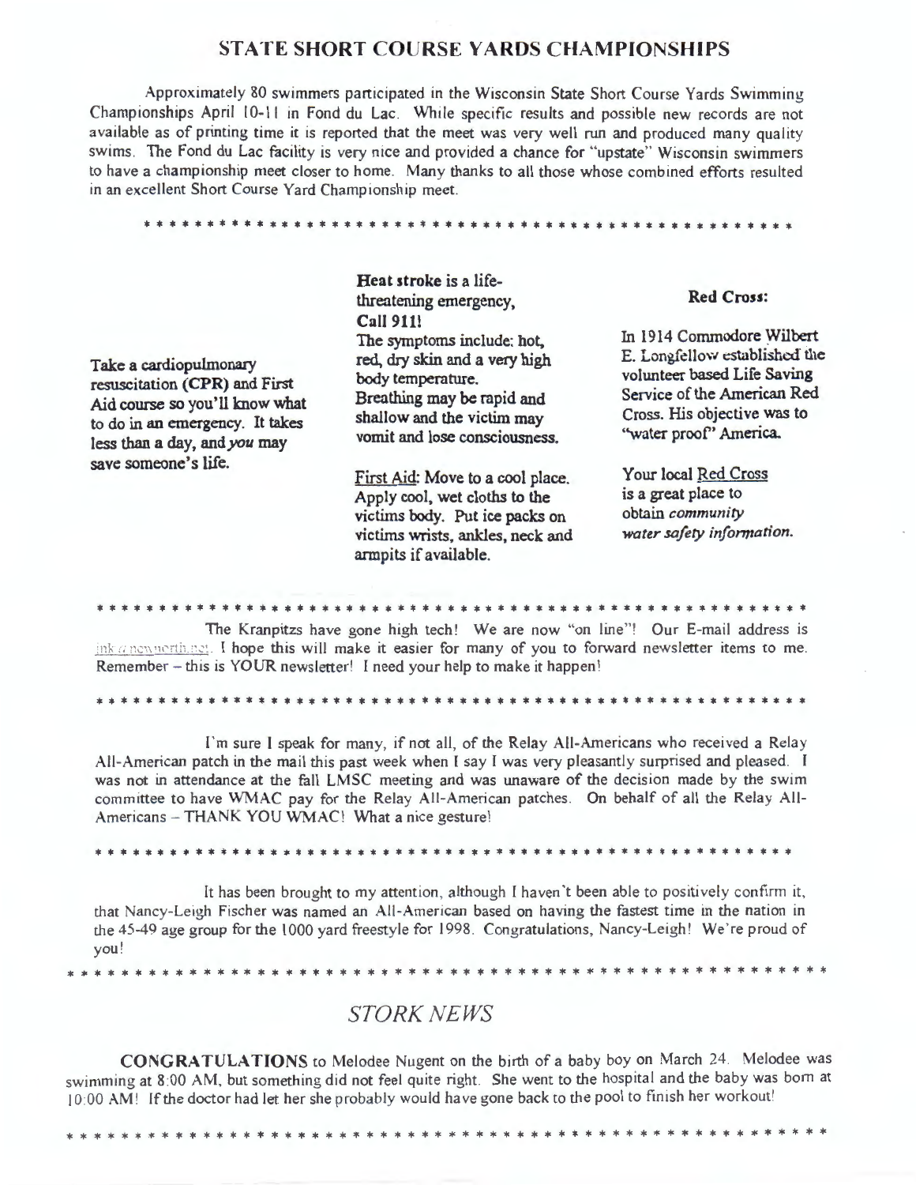## STATE SHORT COURSE YARDS CHAMPIONSHIPS

Approximately 80 swimmers participated in the Wisconsin State Short Course Yards Swimming Championships April 10-11 in Fond du Lac. While specific results and possible new records are not available as of printing time it is reported that the meet was very well run and produced many quality swims. The Fond du Lac facility is very nice and provided a chance for "upstate" Wisconsin swimmers to have a championship meet closer to home. Many thanks to all those whose combined efforts resulted in an excellent Short Course Yard Championship meet.

* * * * * * * * * * * * * * * * * * * * * * * * * * * * * * * * * * * * * * * * * * * * * * * * * * * *

**Take a cardiopulmonary resuscitation (CPR) and First Aid course so you'll know what to do in an emergency. It takes less than a day, and *you* may save someone's life.**

**Heat stroke is a life-threatening emergency, Call 911!**
**The symptoms include: hot, red, dry skin and a very high body temperature. Breathing may be rapid and shallow and the victim may vomit and lose consciousness.**

**First Aid: Move to a cool place. Apply cool, wet cloths to the victims body. Put ice packs on victims wrists, ankles, neck and armpits if available.**

**Red Cross:**

**In 1914 Commodore Wilbert E. Longfellow established the volunteer based Life Saving Service of the American Red Cross. His objective was to "water proof" America.**

**Your local Red Cross is a great place to obtain *community water safety information.***

* * * * * * * * * * * * * * * * * * * * * * * * * * * * * * * * * * * * * * * * * * * * * * * * * * * * *

The Kranpitzs have gone high tech! We are now "on line"! Our E-mail address is ink@newnorth.net. I hope this will make it easier for many of you to forward newsletter items to me. Remember – this is YOUR newsletter! I need your help to make it happen!

* * * * * * * * * * * * * * * * * * * * * * * * * * * * * * * * * * * * * * * * * * * * * * * * * * * * *

I'm sure I speak for many, if not all, of the Relay All-Americans who received a Relay All-American patch in the mail this past week when I say I was very pleasantly surprised and pleased. I was not in attendance at the fall LMSC meeting and was unaware of the decision made by the swim committee to have WMAC pay for the Relay All-American patches. On behalf of all the Relay All-Americans – THANK YOU WMAC! What a nice gesture!

* * * * * * * * * * * * * * * * * * * * * * * * * * * * * * * * * * * * * * * * * * * * * * * * * * * *

It has been brought to my attention, although I haven't been able to positively confirm it, that Nancy-Leigh Fischer was named an All-American based on having the fastest time in the nation in the 45-49 age group for the 1000 yard freestyle for 1998. Congratulations, Nancy-Leigh! We're proud of you!

* * * * * * * * * * * * * * * * * * * * * * * * * * * * * * * * * * * * * * * * * * * * * * * * * * * * * * *

## *STORK NEWS*

**CONGRATULATIONS** to Melodee Nugent on the birth of a baby boy on March 24. Melodee was swimming at 8:00 AM, but something did not feel quite right. She went to the hospital and the baby was born at 10:00 AM! If the doctor had let her she probably would have gone back to the pool to finish her workout!

* * * * * * * * * * * * * * * * * * * * * * * * * * * * * * * * * * * * * * * * * * * * * * * * * * * * * *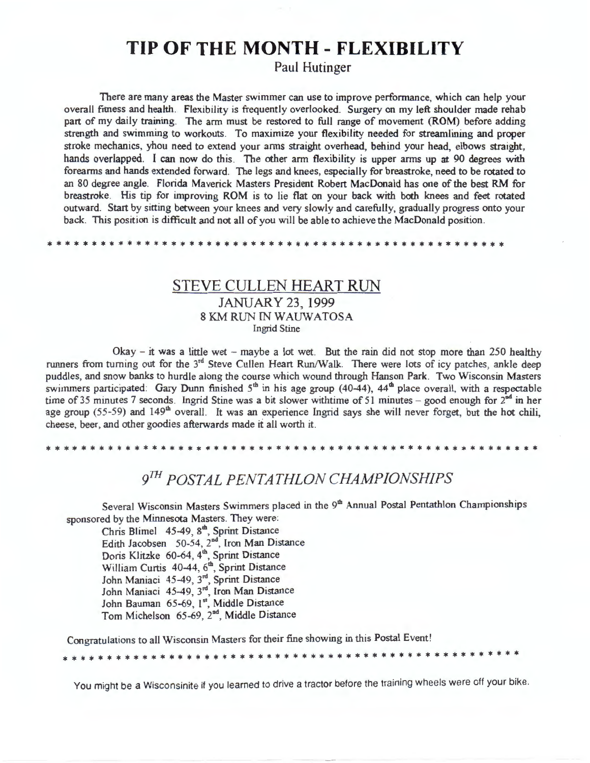# TIP OF THE MONTH - FLEXIBILITY

Paul Hutinger

There are many areas the Master swimmer can use to improve performance, which can help your overall fitness and health. Flexibility is frequently overlooked. Surgery on my left shoulder made rehab part of my daily training. The arm must be restored to full range of movement (ROM) before adding strength and swimming to workouts. To maximize your flexibility needed for streamlining and proper stroke mechanics, yhou need to extend your arms straight overhead, behind your head, elbows straight, hands overlapped. I can now do this. The other arm flexibility is upper arms up at 90 degrees with forearms and hands extended forward. The legs and knees, especially for breastroke, need to be rotated to an 80 degree angle. Florida Maverick Masters President Robert MacDonald has one of the best RM for breastroke. His tip for improving ROM is to lie flat on your back with both knees and feet rotated outward. Start by sitting between your knees and very slowly and carefully, gradually progress onto your back. This position is difficult and not all of you will be able to achieve the MacDonald position.

\* \* \* \* \* \* \* \* \* \* \* \* \* \* \* \* \* \* \* \* \* \* \* \* \* \* \* \* \* \* \* \* \* \* \* \* \* \* \* \* \* \* \* \* \* \* \* \* \* \* \* \* \* \*

## STEVE CULLEN HEART RUN

JANUARY 23, 1999
8 KM RUN IN WAUWATOSA
Ingrid Stine

Okay – it was a little wet – maybe a lot wet. But the rain did not stop more than 250 healthy runners from turning out for the 3rd Steve Cullen Heart Run/Walk. There were lots of icy patches, ankle deep puddles, and snow banks to hurdle along the course which wound through Hanson Park. Two Wisconsin Masters swimmers participated: Gary Dunn finished 5th in his age group (40-44), 44th place overall, with a respectable time of 35 minutes 7 seconds. Ingrid Stine was a bit slower withtime of 51 minutes – good enough for 2nd in her age group (55-59) and 149th overall. It was an experience Ingrid says she will never forget, but the hot chili, cheese, beer, and other goodies afterwards made it all worth it.

\* \* \* \* \* \* \* \* \* \* \* \* \* \* \* \* \* \* \* \* \* \* \* \* \* \* \* \* \* \* \* \* \* \* \* \* \* \* \* \* \* \* \* \* \* \* \* \* \* \* \* \* \* \* \* \*

## *9TH POSTAL PENTATHLON CHAMPIONSHIPS*

Several Wisconsin Masters Swimmers placed in the 9th Annual Postal Pentathlon Championships sponsored by the Minnesota Masters. They were:

Chris Blimel 45-49, 8th, Sprint Distance
Edith Jacobsen 50-54, 2nd, Iron Man Distance
Doris Klitzke 60-64, 4th, Sprint Distance
William Curtis 40-44, 6th, Sprint Distance
John Maniaci 45-49, 3rd, Sprint Distance
John Maniaci 45-49, 3rd, Iron Man Distance
John Bauman 65-69, 1st, Middle Distance
Tom Michelson 65-69, 2nd, Middle Distance

Congratulations to all Wisconsin Masters for their fine showing in this Postal Event!

\* \* \* \* \* \* \* \* \* \* \* \* \* \* \* \* \* \* \* \* \* \* \* \* \* \* \* \* \* \* \* \* \* \* \* \* \* \* \* \* \* \* \* \* \* \* \* \* \* \* \* \* \* \* \*

You might be a Wisconsinite if you learned to drive a tractor before the training wheels were off your bike.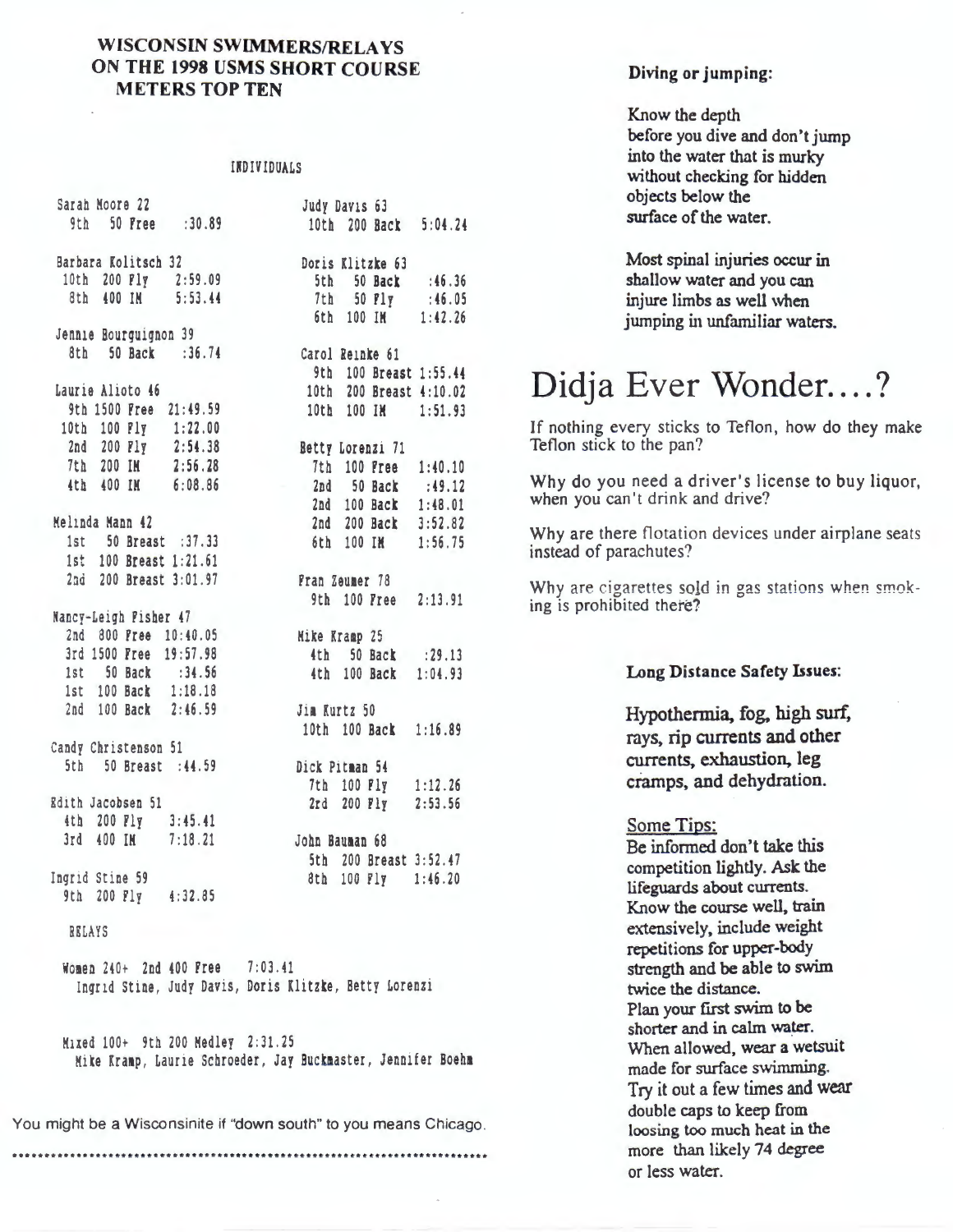## WISCONSIN SWIMMERS/RELAYS ON THE 1998 USMS SHORT COURSE METERS TOP TEN

INDIVIDUALS

**Sarah Moore 22**
- 9th 50 Free :30.89

**Barbara Kolitsch 32**
- 10th 200 Fly 2:59.09
- 8th 400 IM 5:53.44

**Jennie Bourguignon 39**
- 8th 50 Back :36.74

**Laurie Alioto 46**
- 9th 1500 Free 21:49.59
- 10th 100 Fly 1:22.00
- 2nd 200 Fly 2:54.38
- 7th 200 IM 2:56.28
- 4th 400 IM 6:08.86

**Melinda Mann 42**
- 1st 50 Breast :37.33
- 1st 100 Breast 1:21.61
- 2nd 200 Breast 3:01.97

**Nancy-Leigh Fisher 47**
- 2nd 800 Free 10:40.05
- 3rd 1500 Free 19:57.98
- 1st 50 Back :34.56
- 1st 100 Back 1:18.18
- 2nd 100 Back 2:46.59

**Candy Christenson 51**
- 5th 50 Breast :44.59

**Edith Jacobsen 51**
- 4th 200 Fly 3:45.41
- 3rd 400 IM 7:18.21

**Ingrid Stine 59**
- 9th 200 Fly 4:32.85

**Judy Davis 63**
- 10th 200 Back 5:04.24

**Doris Klitzke 63**
- 5th 50 Back :46.36
- 7th 50 Fly :46.05
- 6th 100 IM 1:42.26

**Carol Reinke 61**
- 9th 100 Breast 1:55.44
- 10th 200 Breast 4:10.02
- 10th 100 IM 1:51.93

**Betty Lorenzi 71**
- 7th 100 Free 1:40.10
- 2nd 50 Back :49.12
- 2nd 100 Back 1:48.01
- 2nd 200 Back 3:52.82
- 6th 100 IM 1:56.75

**Fran Zeumer 78**
- 9th 100 Free 2:13.91

**Mike Kramp 25**
- 4th 50 Back :29.13
- 4th 100 Back 1:04.93

**Jim Kurtz 50**
- 10th 100 Back 1:16.89

**Dick Pitman 54**
- 7th 100 Fly 1:12.26
- 2rd 200 Fly 2:53.56

**John Bauman 68**
- 5th 200 Breast 3:52.47
- 8th 100 Fly 1:46.20

RELAYS

Women 240+ 2nd 400 Free 7:03.41
Ingrid Stine, Judy Davis, Doris Klitzke, Betty Lorenzi

Mixed 100+ 9th 200 Medley 2:31.25
Mike Kramp, Laurie Schroeder, Jay Buckmaster, Jennifer Boehm

You might be a Wisconsinite if "down south" to you means Chicago.

---

**Diving or jumping:**

Know the depth before you dive and don't jump into the water that is murky without checking for hidden objects below the surface of the water.

Most spinal injuries occur in shallow water and you can injure limbs as well when jumping in unfamiliar waters.

# Didja Ever Wonder....?

If nothing every sticks to Teflon, how do they make Teflon stick to the pan?

Why do you need a driver's license to buy liquor, when you can't drink and drive?

Why are there flotation devices under airplane seats instead of parachutes?

Why are cigarettes sold in gas stations when smoking is prohibited there?

**Long Distance Safety Issues:**

Hypothermia, fog, high surf, rays, rip currents and other currents, exhaustion, leg cramps, and dehydration.

Some Tips:
Be informed don't take this competition lightly. Ask the lifeguards about currents. Know the course well, train extensively, include weight repetitions for upper-body strength and be able to swim twice the distance.
Plan your first swim to be shorter and in calm water.
When allowed, wear a wetsuit made for surface swimming.
Try it out a few times and wear double caps to keep from loosing too much heat in the more than likely 74 degree or less water.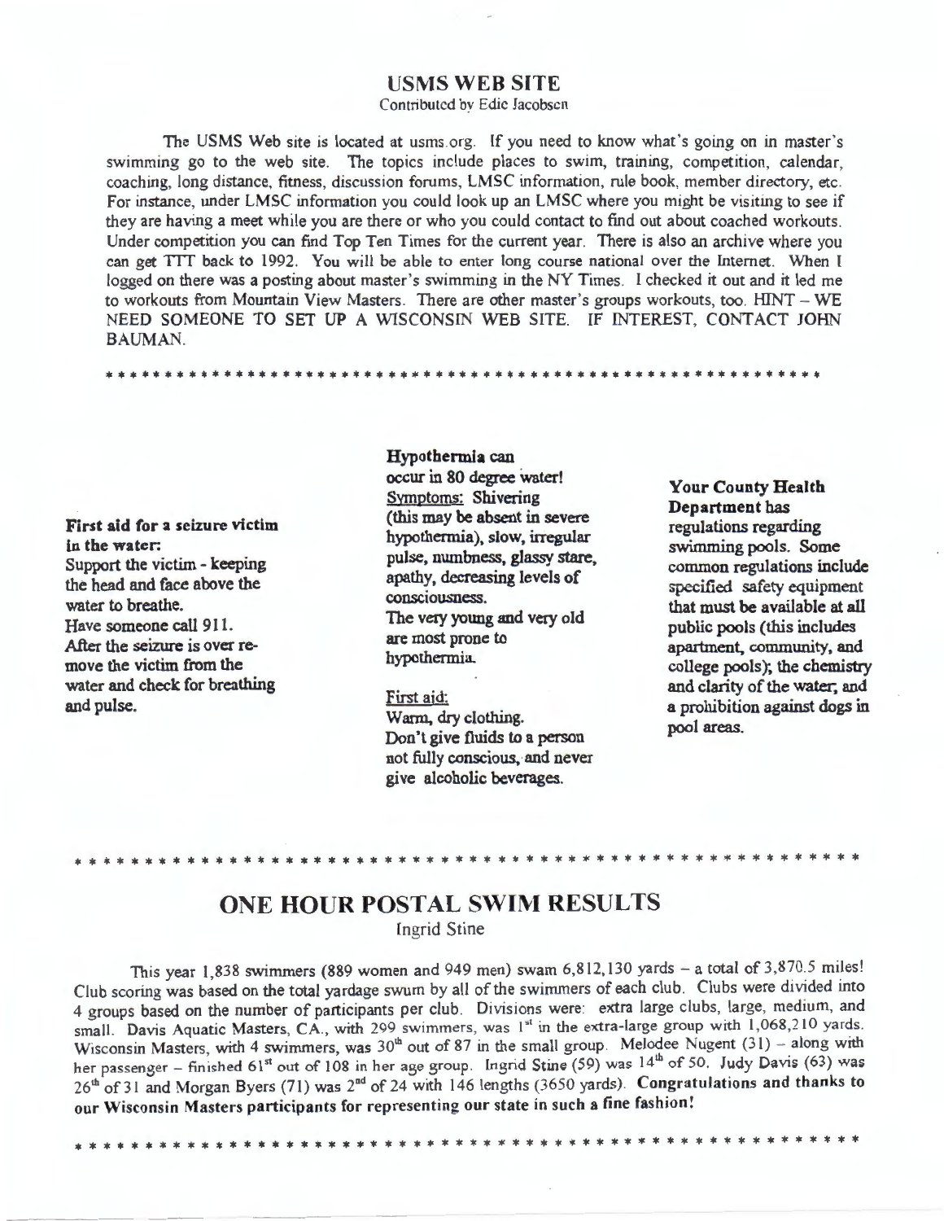## USMS WEB SITE

Contributed by Edie Jacobsen

The USMS Web site is located at usms.org. If you need to know what's going on in master's swimming go to the web site. The topics include places to swim, training, competition, calendar, coaching, long distance, fitness, discussion forums, LMSC information, rule book, member directory, etc. For instance, under LMSC information you could look up an LMSC where you might be visiting to see if they are having a meet while you are there or who you could contact to find out about coached workouts. Under competition you can find Top Ten Times for the current year. There is also an archive where you can get TTT back to 1992. You will be able to enter long course national over the Internet. When I logged on there was a posting about master's swimming in the NY Times. I checked it out and it led me to workouts from Mountain View Masters. There are other master's groups workouts, too. HINT – WE NEED SOMEONE TO SET UP A WISCONSIN WEB SITE. IF INTEREST, CONTACT JOHN BAUMAN.

* * * * * * * * * * * * * * * * * * * * * * * * * * * * * * * * * * * * * * * * * * * * * * * * * * * * * * * * * * * *

**First aid for a seizure victim in the water:**
Support the victim - keeping the head and face above the water to breathe.
Have someone call 911.
After the seizure is over remove the victim from the water and check for breathing and pulse.

**Hypothermia can occur in 80 degree water!**
Symptoms: Shivering (this may be absent in severe hypothermia), slow, irregular pulse, numbness, glassy stare, apathy, decreasing levels of consciousness.
The very young and very old are most prone to hypothermia.

First aid:
Warm, dry clothing.
Don't give fluids to a person not fully conscious, and never give alcoholic beverages.

**Your County Health Department has** regulations regarding swimming pools. Some common regulations include specified safety equipment that must be available at all public pools (this includes apartment, community, and college pools); the chemistry and clarity of the water; and a prohibition against dogs in pool areas.

* * * * * * * * * * * * * * * * * * * * * * * * * * * * * * * * * * * * * * * * * * * * * * * * * * * * * * * * * * * *

## ONE HOUR POSTAL SWIM RESULTS

Ingrid Stine

This year 1,838 swimmers (889 women and 949 men) swam 6,812,130 yards – a total of 3,870.5 miles! Club scoring was based on the total yardage swum by all of the swimmers of each club. Clubs were divided into 4 groups based on the number of participants per club. Divisions were: extra large clubs, large, medium, and small. Davis Aquatic Masters, CA., with 299 swimmers, was 1st in the extra-large group with 1,068,210 yards. Wisconsin Masters, with 4 swimmers, was 30th out of 87 in the small group. Melodee Nugent (31) – along with her passenger – finished 61st out of 108 in her age group. Ingrid Stine (59) was 14th of 50. Judy Davis (63) was 26th of 31 and Morgan Byers (71) was 2nd of 24 with 146 lengths (3650 yards). **Congratulations and thanks to our Wisconsin Masters participants for representing our state in such a fine fashion!**

* * * * * * * * * * * * * * * * * * * * * * * * * * * * * * * * * * * * * * * * * * * * * * * * * * * * * * * * * * * *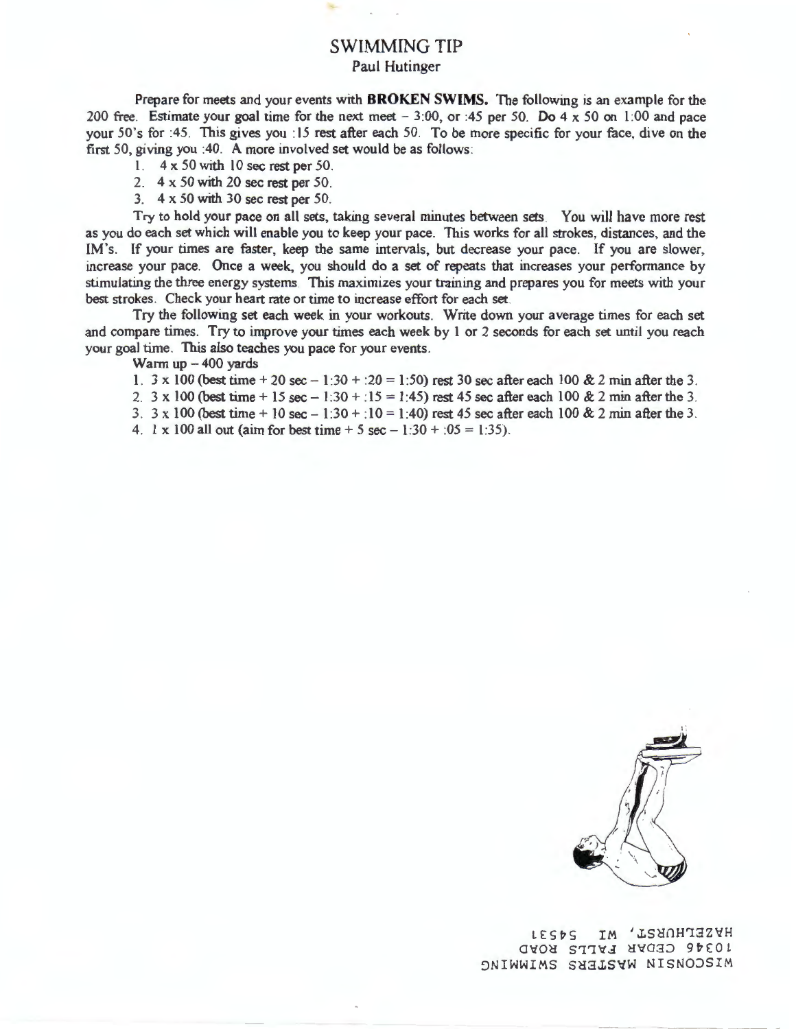# SWIMMING TIP

Paul Hutinger

Prepare for meets and your events with **BROKEN SWIMS.** The following is an example for the 200 free. Estimate your goal time for the next meet – 3:00, or :45 per 50. Do 4 x 50 on 1:00 and pace your 50's for :45. This gives you :15 rest after each 50. To be more specific for your face, dive on the first 50, giving you :40. A more involved set would be as follows:

1. 4 x 50 with 10 sec rest per 50.
2. 4 x 50 with 20 sec rest per 50.
3. 4 x 50 with 30 sec rest per 50.

Try to hold your pace on all sets, taking several minutes between sets. You will have more rest as you do each set which will enable you to keep your pace. This works for all strokes, distances, and the IM's. If your times are faster, keep the same intervals, but decrease your pace. If you are slower, increase your pace. Once a week, you should do a set of repeats that increases your performance by stimulating the three energy systems. This maximizes your training and prepares you for meets with your best strokes. Check your heart rate or time to increase effort for each set.

Try the following set each week in your workouts. Write down your average times for each set and compare times. Try to improve your times each week by 1 or 2 seconds for each set until you reach your goal time. This also teaches you pace for your events.

Warm up – 400 yards

1. 3 x 100 (best time + 20 sec – 1:30 + :20 = 1:50) rest 30 sec after each 100 & 2 min after the 3.
2. 3 x 100 (best time + 15 sec – 1:30 + :15 = 1:45) rest 45 sec after each 100 & 2 min after the 3.
3. 3 x 100 (best time + 10 sec – 1:30 + :10 = 1:40) rest 45 sec after each 100 & 2 min after the 3.
4. 1 x 100 all out (aim for best time + 5 sec – 1:30 + :05 = 1:35).

WISCONSIN MASTERS SWIMMING
10346 CEDAR FALLS ROAD
HAZELHURST, WI 54531